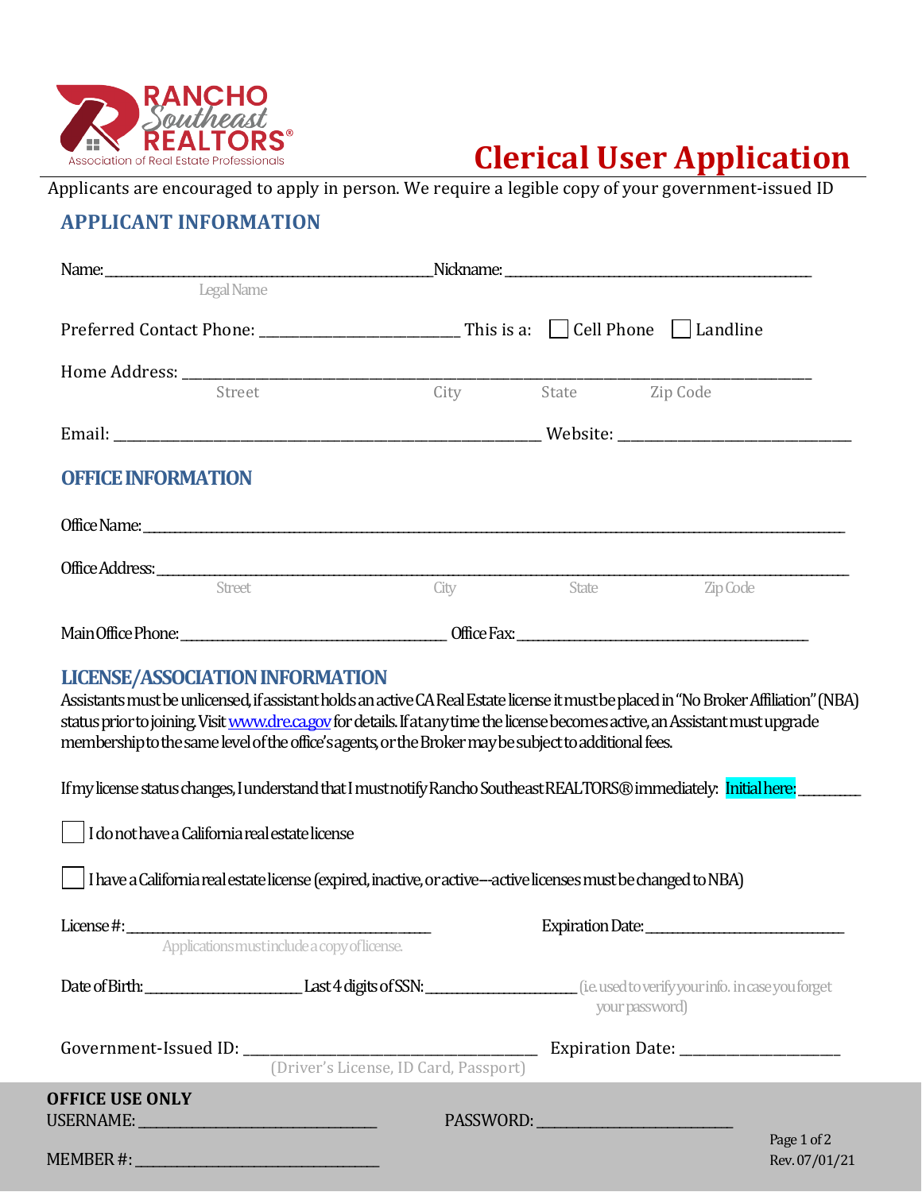RANCHO Southeast REALTORS®
Association of Real Estate Professionals

# Clerical User Application

Applicants are encouraged to apply in person. We require a legible copy of your government-issued ID

## APPLICANT INFORMATION

Name: ______________________________ Nickname: ______________________________
Legal Name

Preferred Contact Phone: ____________________ This is a: ☐ Cell Phone ☐ Landline

Home Address: ____________________________________________________________
Street City State Zip Code

Email: ______________________________ Website: ____________________

## OFFICE INFORMATION

Office Name: ____________________________________________________________

Office Address: ____________________________________________________________
Street City State Zip Code

Main Office Phone: ____________________ Office Fax: ____________________

## LICENSE/ASSOCIATION INFORMATION

Assistants must be unlicensed, if assistant holds an active CA Real Estate license it must be placed in "No Broker Affiliation" (NBA) status prior to joining. Visit www.dre.ca.gov for details. If at any time the license becomes active, an Assistant must upgrade membership to the same level of the office's agents, or the Broker may be subject to additional fees.

If my license status changes, I understand that I must notify Rancho Southeast REALTORS® immediately: Initial here: ________

☐ I do not have a California real estate license

☐ I have a California real estate license (expired, inactive, or active--active licenses must be changed to NBA)

License #: ______________________________ Expiration Date: ____________________
Applications must include a copy of license.

Date of Birth: ____________________ Last 4 digits of SSN: ____________________ (i.e. used to verify your info. in case you forget your password)

Government-Issued ID: ______________________________ Expiration Date: ____________________
(Driver's License, ID Card, Passport)

**OFFICE USE ONLY**

USERNAME: ____________________ PASSWORD: ____________________

MEMBER #: ____________________

Rev. 07/01/21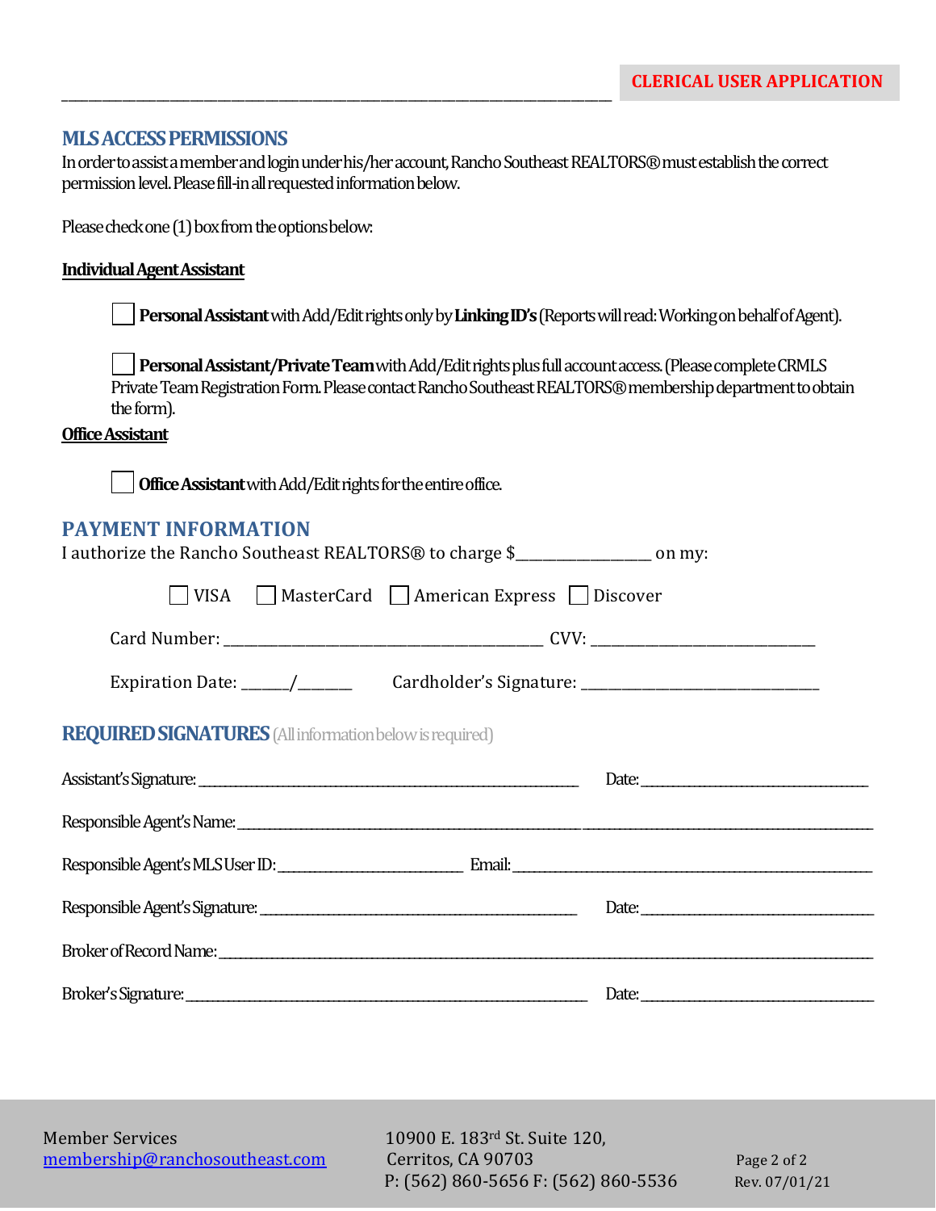**CLERICAL USER APPLICATION**

## MLS ACCESS PERMISSIONS

In order to assist a member and login under his/her account, Rancho Southeast REALTORS® must establish the correct permission level. Please fill-in all requested information below.

Please check one (1) box from the options below:

**Individual Agent Assistant**

☐ **Personal Assistant** with Add/Edit rights only by **Linking ID's** (Reports will read: Working on behalf of Agent).

☐ **Personal Assistant/Private Team** with Add/Edit rights plus full account access. (Please complete CRMLS Private Team Registration Form. Please contact Rancho Southeast REALTORS® membership department to obtain the form).

**Office Assistant**

☐ **Office Assistant** with Add/Edit rights for the entire office.

## PAYMENT INFORMATION

I authorize the Rancho Southeast REALTORS® to charge $________________ on my:

☐ VISA ☐ MasterCard ☐ American Express ☐ Discover

Card Number: ________________________________________ CVV: ____________________________

Expiration Date: ______/______ Cardholder's Signature: ______________________________

## REQUIRED SIGNATURES (All information below is required)

Assistant's Signature: ____________________________________________ Date: ______________________________

Responsible Agent's Name: ________________________________________________________________________________

Responsible Agent's MLS User ID: __________________________ Email: ___________________________________________

Responsible Agent's Signature: ____________________________________________ Date: ______________________________

Broker of Record Name: ___________________________________________________________________________________

Broker's Signature: ____________________________________________ Date: ______________________________

Member Services
membership@ranchosoutheast.com

10900 E. 183rd St. Suite 120,
Cerritos, CA 90703
P: (562) 860-5656 F: (562) 860-5536

Rev. 07/01/21